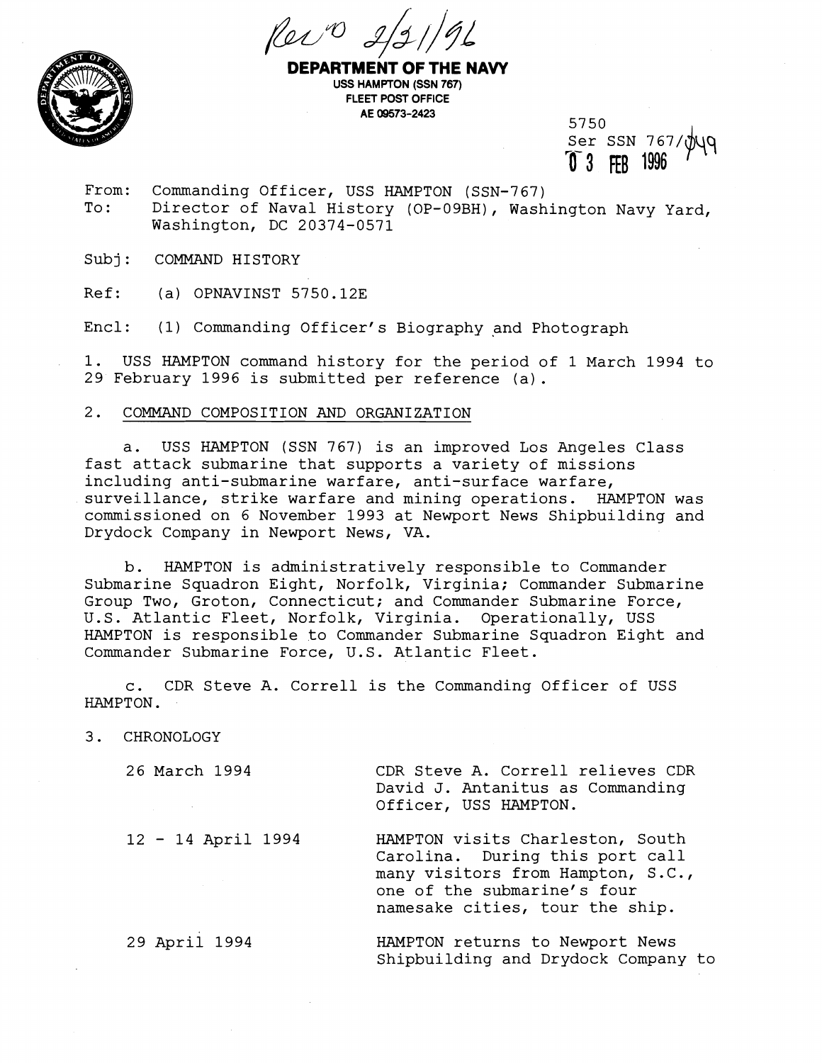Rec'd 2/21/96

**DEPARTMENT OF THE NAVY**
USS HAMPTON (SSN 767)
FLEET POST OFFICE
AE 09573-2423

5750
Ser SSN 767/049
03 FEB 1996

From: Commanding Officer, USS HAMPTON (SSN-767)
To: Director of Naval History (OP-09BH), Washington Navy Yard, Washington, DC 20374-0571

Subj: COMMAND HISTORY

Ref: (a) OPNAVINST 5750.12E

Encl: (1) Commanding Officer's Biography and Photograph

1. USS HAMPTON command history for the period of 1 March 1994 to 29 February 1996 is submitted per reference (a).

2. COMMAND COMPOSITION AND ORGANIZATION

a. USS HAMPTON (SSN 767) is an improved Los Angeles Class fast attack submarine that supports a variety of missions including anti-submarine warfare, anti-surface warfare, surveillance, strike warfare and mining operations. HAMPTON was commissioned on 6 November 1993 at Newport News Shipbuilding and Drydock Company in Newport News, VA.

b. HAMPTON is administratively responsible to Commander Submarine Squadron Eight, Norfolk, Virginia; Commander Submarine Group Two, Groton, Connecticut; and Commander Submarine Force, U.S. Atlantic Fleet, Norfolk, Virginia. Operationally, USS HAMPTON is responsible to Commander Submarine Squadron Eight and Commander Submarine Force, U.S. Atlantic Fleet.

c. CDR Steve A. Correll is the Commanding Officer of USS HAMPTON.

3. CHRONOLOGY

| | |
|---|---|
| 26 March 1994 | CDR Steve A. Correll relieves CDR David J. Antanitus as Commanding Officer, USS HAMPTON. |
| 12 - 14 April 1994 | HAMPTON visits Charleston, South Carolina. During this port call many visitors from Hampton, S.C., one of the submarine's four namesake cities, tour the ship. |
| 29 April 1994 | HAMPTON returns to Newport News Shipbuilding and Drydock Company to |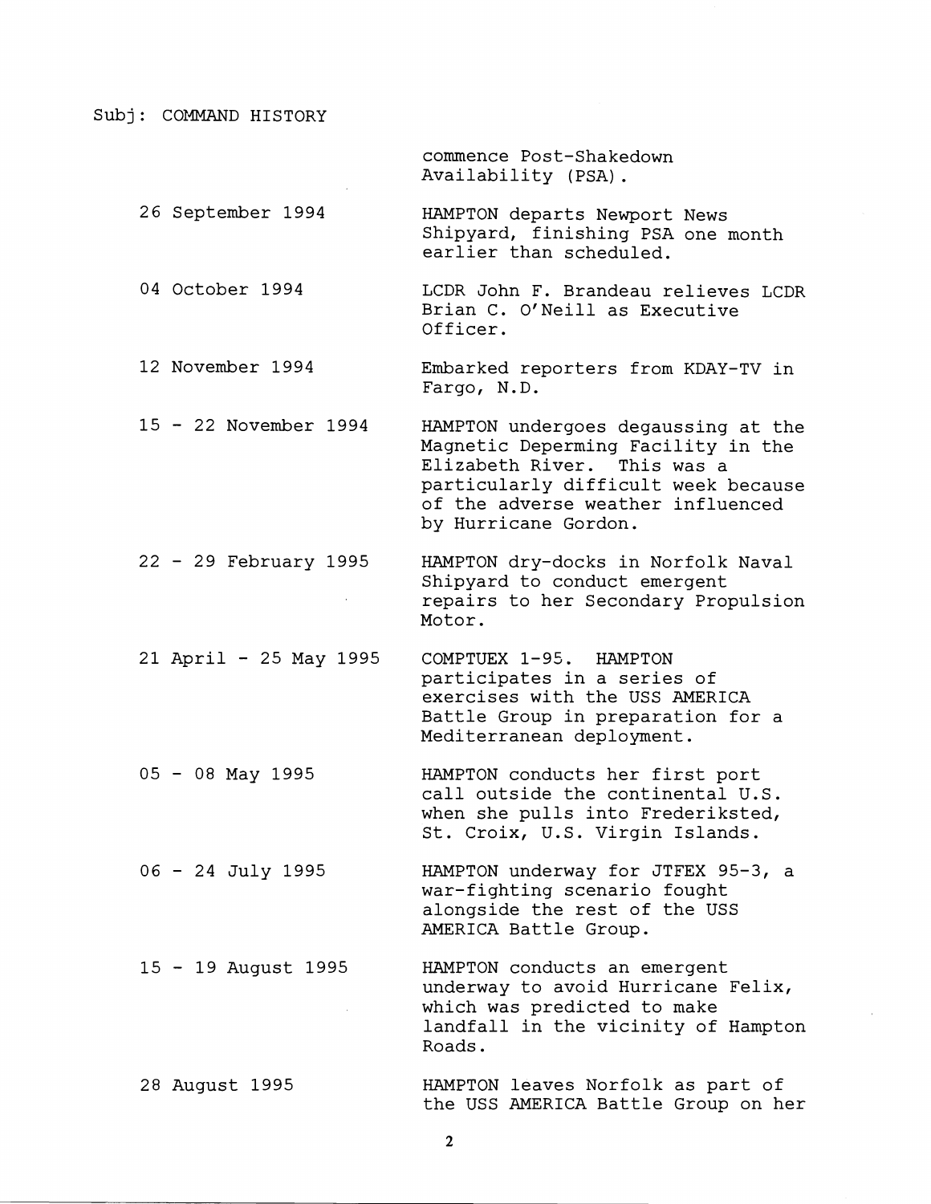Subj: COMMAND HISTORY

| Date | Event |
|---|---|
| | commence Post-Shakedown Availability (PSA). |
| 26 September 1994 | HAMPTON departs Newport News Shipyard, finishing PSA one month earlier than scheduled. |
| 04 October 1994 | LCDR John F. Brandeau relieves LCDR Brian C. O'Neill as Executive Officer. |
| 12 November 1994 | Embarked reporters from KDAY-TV in Fargo, N.D. |
| 15 - 22 November 1994 | HAMPTON undergoes degaussing at the Magnetic Deperming Facility in the Elizabeth River. This was a particularly difficult week because of the adverse weather influenced by Hurricane Gordon. |
| 22 - 29 February 1995 | HAMPTON dry-docks in Norfolk Naval Shipyard to conduct emergent repairs to her Secondary Propulsion Motor. |
| 21 April - 25 May 1995 | COMPTUEX 1-95. HAMPTON participates in a series of exercises with the USS AMERICA Battle Group in preparation for a Mediterranean deployment. |
| 05 - 08 May 1995 | HAMPTON conducts her first port call outside the continental U.S. when she pulls into Frederiksted, St. Croix, U.S. Virgin Islands. |
| 06 - 24 July 1995 | HAMPTON underway for JTFEX 95-3, a war-fighting scenario fought alongside the rest of the USS AMERICA Battle Group. |
| 15 - 19 August 1995 | HAMPTON conducts an emergent underway to avoid Hurricane Felix, which was predicted to make landfall in the vicinity of Hampton Roads. |
| 28 August 1995 | HAMPTON leaves Norfolk as part of the USS AMERICA Battle Group on her |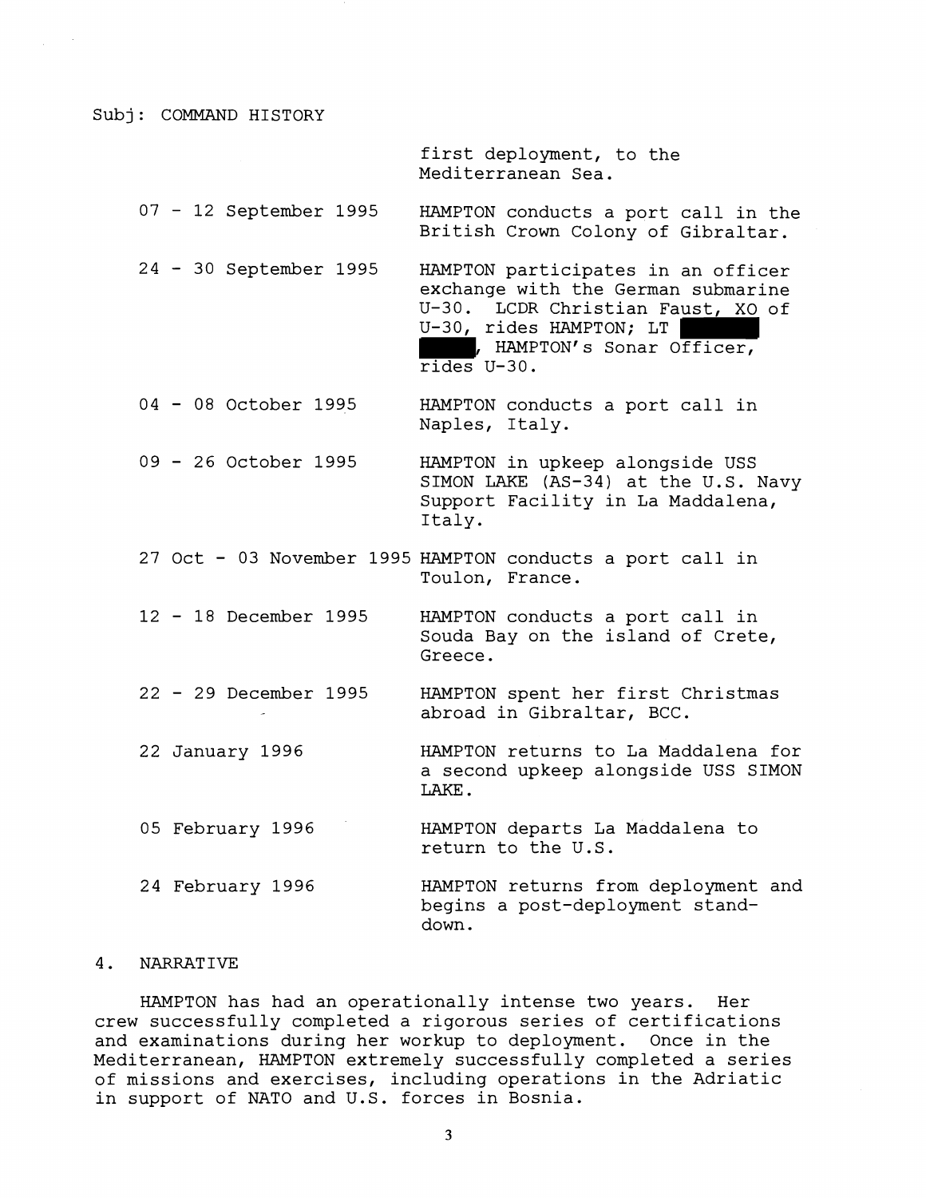Subj: COMMAND HISTORY

| | |
|---|---|
| | first deployment, to the Mediterranean Sea. |
| 07 - 12 September 1995 | HAMPTON conducts a port call in the British Crown Colony of Gibraltar. |
| 24 - 30 September 1995 | HAMPTON participates in an officer exchange with the German submarine U-30. LCDR Christian Faust, XO of U-30, rides HAMPTON; LT [REDACTED], HAMPTON's Sonar Officer, rides U-30. |
| 04 - 08 October 1995 | HAMPTON conducts a port call in Naples, Italy. |
| 09 - 26 October 1995 | HAMPTON in upkeep alongside USS SIMON LAKE (AS-34) at the U.S. Navy Support Facility in La Maddalena, Italy. |
| 27 Oct - 03 November 1995 | HAMPTON conducts a port call in Toulon, France. |
| 12 - 18 December 1995 | HAMPTON conducts a port call in Souda Bay on the island of Crete, Greece. |
| 22 - 29 December 1995 | HAMPTON spent her first Christmas abroad in Gibraltar, BCC. |
| 22 January 1996 | HAMPTON returns to La Maddalena for a second upkeep alongside USS SIMON LAKE. |
| 05 February 1996 | HAMPTON departs La Maddalena to return to the U.S. |
| 24 February 1996 | HAMPTON returns from deployment and begins a post-deployment stand-down. |

4. NARRATIVE

HAMPTON has had an operationally intense two years. Her crew successfully completed a rigorous series of certifications and examinations during her workup to deployment. Once in the Mediterranean, HAMPTON extremely successfully completed a series of missions and exercises, including operations in the Adriatic in support of NATO and U.S. forces in Bosnia.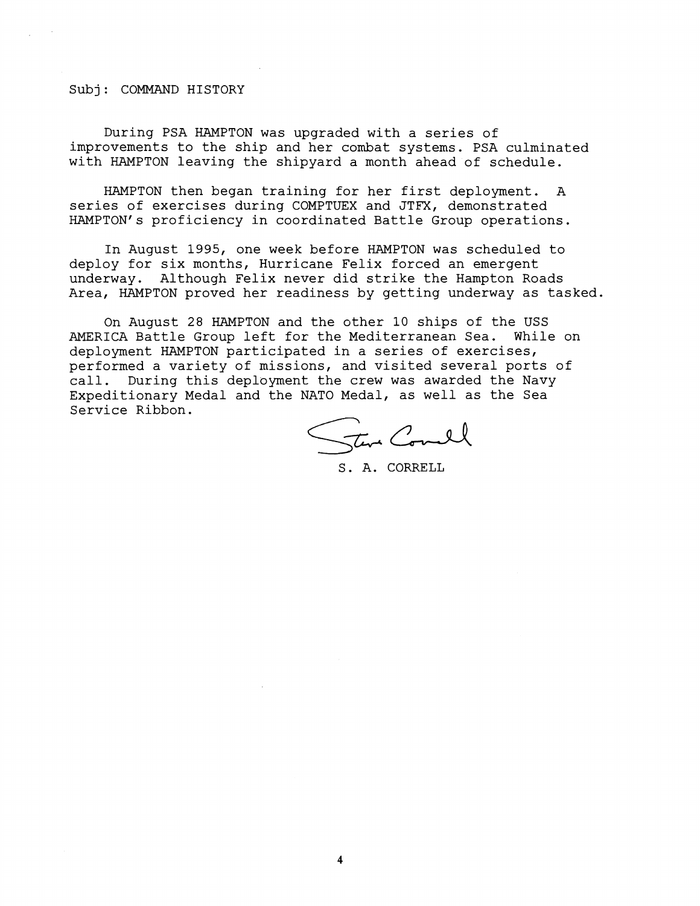Subj: COMMAND HISTORY

During PSA HAMPTON was upgraded with a series of improvements to the ship and her combat systems. PSA culminated with HAMPTON leaving the shipyard a month ahead of schedule.

HAMPTON then began training for her first deployment. A series of exercises during COMPTUEX and JTFX, demonstrated HAMPTON's proficiency in coordinated Battle Group operations.

In August 1995, one week before HAMPTON was scheduled to deploy for six months, Hurricane Felix forced an emergent underway. Although Felix never did strike the Hampton Roads Area, HAMPTON proved her readiness by getting underway as tasked.

On August 28 HAMPTON and the other 10 ships of the USS AMERICA Battle Group left for the Mediterranean Sea. While on deployment HAMPTON participated in a series of exercises, performed a variety of missions, and visited several ports of call. During this deployment the crew was awarded the Navy Expeditionary Medal and the NATO Medal, as well as the Sea Service Ribbon.

S. A. CORRELL